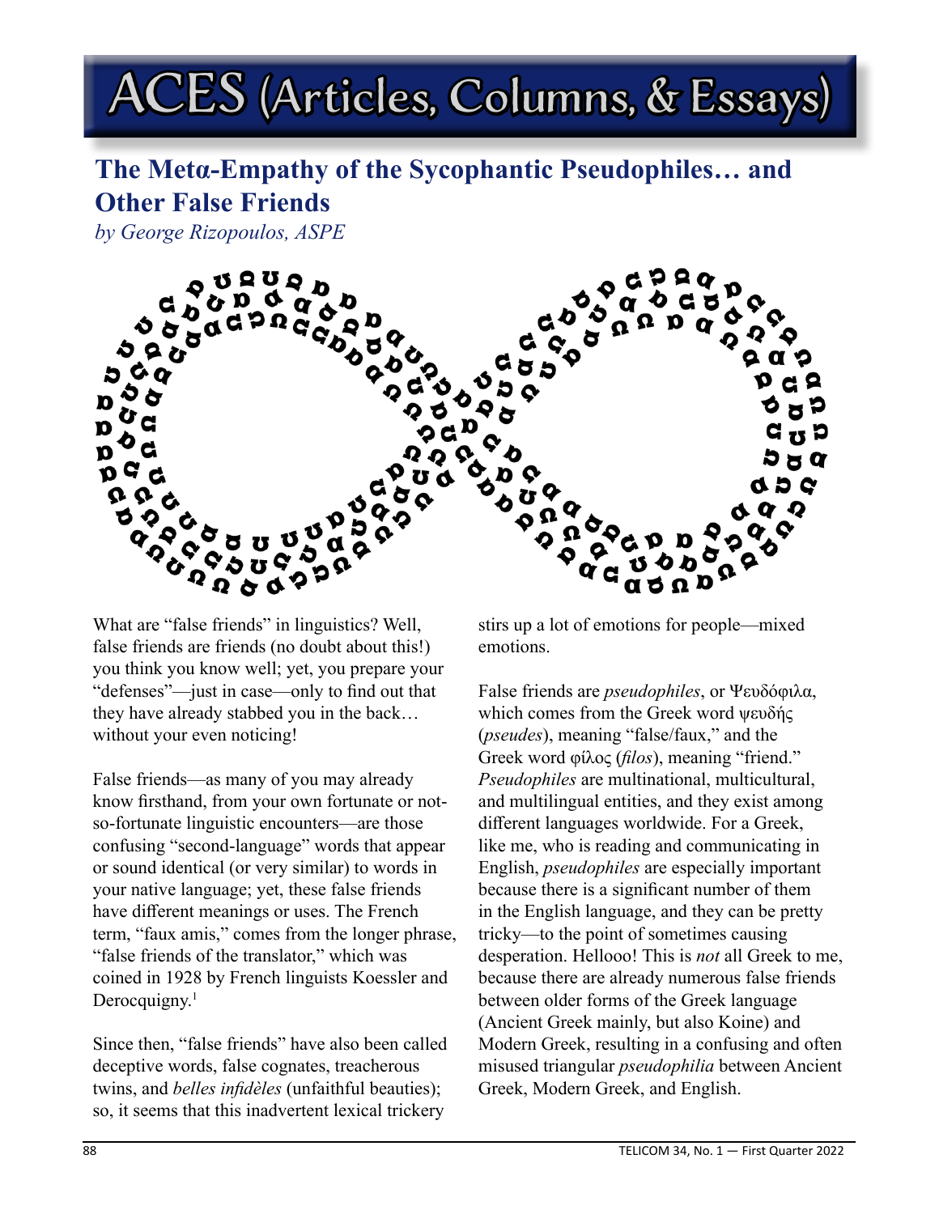# ACES (Articles, Columns, & Essays)

## The Metα-Empathy of the Sycophantic Pseudophiles… and Other False Friends

*by George Rizopoulos, ASPE*

What are "false friends" in linguistics? Well, false friends are friends (no doubt about this!) you think you know well; yet, you prepare your "defenses"—just in case—only to find out that they have already stabbed you in the back… without your even noticing!

False friends—as many of you may already know firsthand, from your own fortunate or not-so-fortunate linguistic encounters—are those confusing "second-language" words that appear or sound identical (or very similar) to words in your native language; yet, these false friends have different meanings or uses. The French term, "faux amis," comes from the longer phrase, "false friends of the translator," which was coined in 1928 by French linguists Koessler and Derocquigny.[1]

Since then, "false friends" have also been called deceptive words, false cognates, treacherous twins, and *belles infidèles* (unfaithful beauties); so, it seems that this inadvertent lexical trickery stirs up a lot of emotions for people—mixed emotions.

False friends are *pseudophiles*, or Ψευδόφιλα, which comes from the Greek word ψευδής (*pseudes*), meaning "false/faux," and the Greek word φίλος (*filos*), meaning "friend." *Pseudophiles* are multinational, multicultural, and multilingual entities, and they exist among different languages worldwide. For a Greek, like me, who is reading and communicating in English, *pseudophiles* are especially important because there is a significant number of them in the English language, and they can be pretty tricky—to the point of sometimes causing desperation. Hellooo! This is *not* all Greek to me, because there are already numerous false friends between older forms of the Greek language (Ancient Greek mainly, but also Koine) and Modern Greek, resulting in a confusing and often misused triangular *pseudophilia* between Ancient Greek, Modern Greek, and English.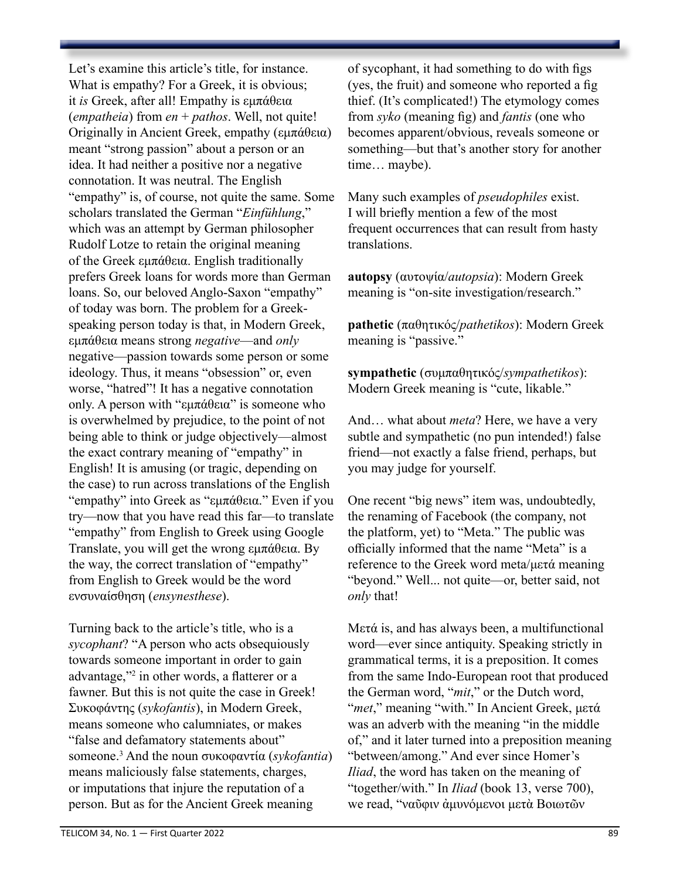Let's examine this article's title, for instance. What is empathy? For a Greek, it is obvious; it *is* Greek, after all! Empathy is εμπάθεια (*empatheia*) from *en* + *pathos*. Well, not quite! Originally in Ancient Greek, empathy (εμπάθεια) meant "strong passion" about a person or an idea. It had neither a positive nor a negative connotation. It was neutral. The English "empathy" is, of course, not quite the same. Some scholars translated the German "*Einfühlung*," which was an attempt by German philosopher Rudolf Lotze to retain the original meaning of the Greek εμπάθεια. English traditionally prefers Greek loans for words more than German loans. So, our beloved Anglo-Saxon "empathy" of today was born. The problem for a Greek-speaking person today is that, in Modern Greek, εμπάθεια means strong *negative*—and *only* negative—passion towards some person or some ideology. Thus, it means "obsession" or, even worse, "hatred"! It has a negative connotation only. A person with "εμπάθεια" is someone who is overwhelmed by prejudice, to the point of not being able to think or judge objectively—almost the exact contrary meaning of "empathy" in English! It is amusing (or tragic, depending on the case) to run across translations of the English "empathy" into Greek as "εμπάθεια." Even if you try—now that you have read this far—to translate "empathy" from English to Greek using Google Translate, you will get the wrong εμπάθεια. By the way, the correct translation of "empathy" from English to Greek would be the word ενσυναίσθηση (*ensynesthese*).

Turning back to the article's title, who is a *sycophant*? "A person who acts obsequiously towards someone important in order to gain advantage,"[2] in other words, a flatterer or a fawner. But this is not quite the case in Greek! Συκοφάντης (*sykofantis*), in Modern Greek, means someone who calumniates, or makes "false and defamatory statements about" someone.[3] And the noun συκοφαντία (*sykofantia*) means maliciously false statements, charges, or imputations that injure the reputation of a person. But as for the Ancient Greek meaning of sycophant, it had something to do with figs (yes, the fruit) and someone who reported a fig thief. (It's complicated!) The etymology comes from *syko* (meaning fig) and *fantis* (one who becomes apparent/obvious, reveals someone or something—but that's another story for another time… maybe).

Many such examples of *pseudophiles* exist. I will briefly mention a few of the most frequent occurrences that can result from hasty translations.

**autopsy** (αυτοψία/*autopsia*): Modern Greek meaning is "on-site investigation/research."

**pathetic** (παθητικός/*pathetikos*): Modern Greek meaning is "passive."

**sympathetic** (συμπαθητικός/*sympathetikos*): Modern Greek meaning is "cute, likable."

And… what about *meta*? Here, we have a very subtle and sympathetic (no pun intended!) false friend—not exactly a false friend, perhaps, but you may judge for yourself.

One recent "big news" item was, undoubtedly, the renaming of Facebook (the company, not the platform, yet) to "Meta." The public was officially informed that the name "Meta" is a reference to the Greek word meta/μετά meaning "beyond." Well... not quite—or, better said, not *only* that!

Μετά is, and has always been, a multifunctional word—ever since antiquity. Speaking strictly in grammatical terms, it is a preposition. It comes from the same Indo-European root that produced the German word, "*mit*," or the Dutch word, "*met*," meaning "with." In Ancient Greek, μετά was an adverb with the meaning "in the middle of," and it later turned into a preposition meaning "between/among." And ever since Homer's *Iliad*, the word has taken on the meaning of "together/with." In *Iliad* (book 13, verse 700), we read, "ναῦφιν ἀμυνόμενοι μετὰ Βοιωτῶν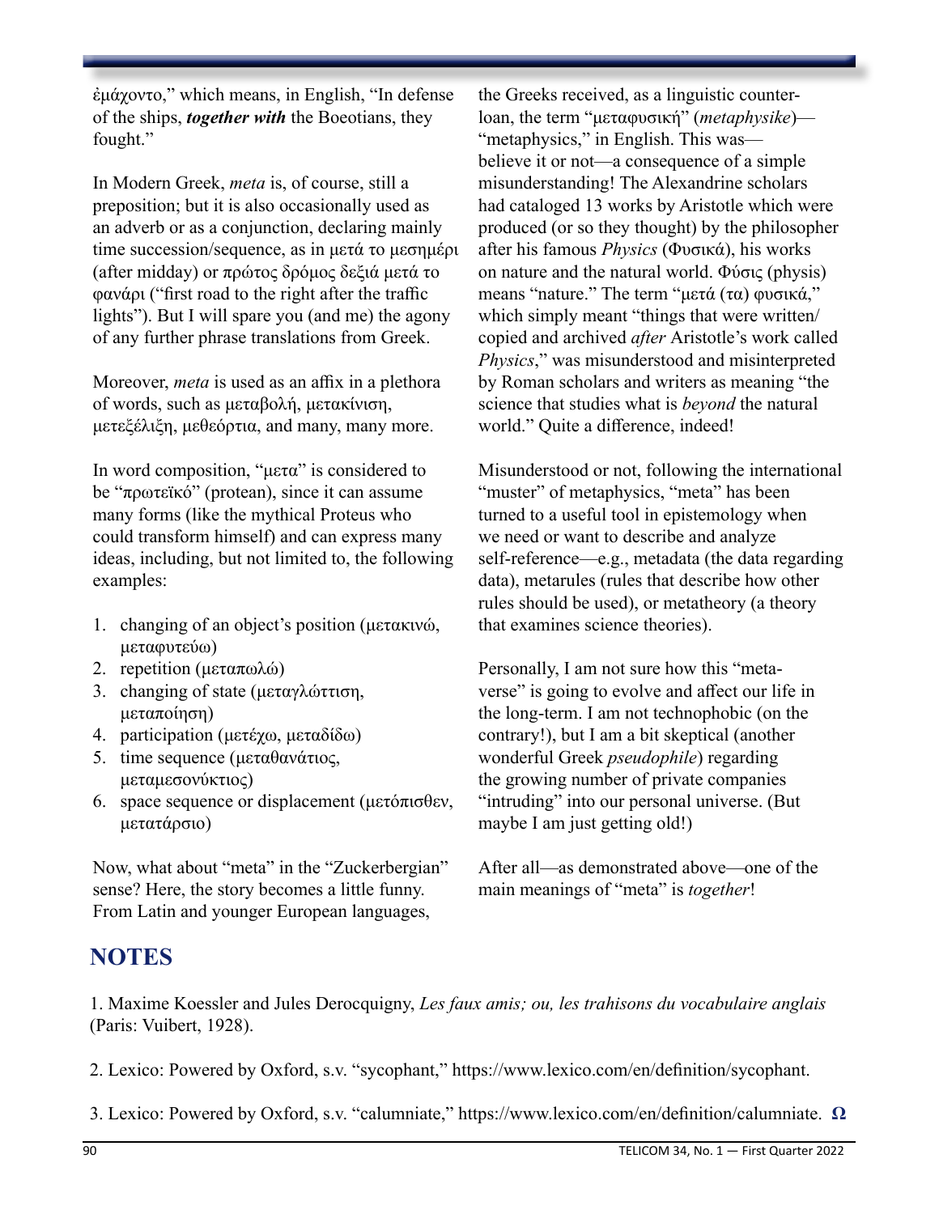ἐμάχοντο," which means, in English, "In defense of the ships, ***together with*** the Boeotians, they fought."

In Modern Greek, *meta* is, of course, still a preposition; but it is also occasionally used as an adverb or as a conjunction, declaring mainly time succession/sequence, as in μετά το μεσημέρι (after midday) or πρώτος δρόμος δεξιά μετά το φανάρι ("first road to the right after the traffic lights"). But I will spare you (and me) the agony of any further phrase translations from Greek.

Moreover, *meta* is used as an affix in a plethora of words, such as μεταβολή, μετακίνιση, μετεξέλιξη, μεθεόρτια, and many, many more.

In word composition, "μετα" is considered to be "πρωτεϊκό" (protean), since it can assume many forms (like the mythical Proteus who could transform himself) and can express many ideas, including, but not limited to, the following examples:

1. changing of an object's position (μετακινώ, μεταφυτεύω)
2. repetition (μεταπωλώ)
3. changing of state (μεταγλώττιση, μεταποίηση)
4. participation (μετέχω, μεταδίδω)
5. time sequence (μεταθανάτιος, μεταμεσονύκτιος)
6. space sequence or displacement (μετόπισθεν, μετατάρσιο)

Now, what about "meta" in the "Zuckerbergian" sense? Here, the story becomes a little funny. From Latin and younger European languages, the Greeks received, as a linguistic counter-loan, the term "μεταφυσική" (*metaphysike*)—"metaphysics," in English. This was—believe it or not—a consequence of a simple misunderstanding! The Alexandrine scholars had cataloged 13 works by Aristotle which were produced (or so they thought) by the philosopher after his famous *Physics* (Φυσικά), his works on nature and the natural world. Φύσις (physis) means "nature." The term "μετά (τα) φυσικά," which simply meant "things that were written/copied and archived *after* Aristotle's work called *Physics*," was misunderstood and misinterpreted by Roman scholars and writers as meaning "the science that studies what is *beyond* the natural world." Quite a difference, indeed!

Misunderstood or not, following the international "muster" of metaphysics, "meta" has been turned to a useful tool in epistemology when we need or want to describe and analyze self-reference—e.g., metadata (the data regarding data), metarules (rules that describe how other rules should be used), or metatheory (a theory that examines science theories).

Personally, I am not sure how this "meta-verse" is going to evolve and affect our life in the long-term. I am not technophobic (on the contrary!), but I am a bit skeptical (another wonderful Greek *pseudophile*) regarding the growing number of private companies "intruding" into our personal universe. (But maybe I am just getting old!)

After all—as demonstrated above—one of the main meanings of "meta" is *together*!

## NOTES

1. Maxime Koessler and Jules Derocquigny, *Les faux amis; ou, les trahisons du vocabulaire anglais* (Paris: Vuibert, 1928).

2. Lexico: Powered by Oxford, s.v. "sycophant," https://www.lexico.com/en/definition/sycophant.

3. Lexico: Powered by Oxford, s.v. "calumniate," https://www.lexico.com/en/definition/calumniate. **Ω**